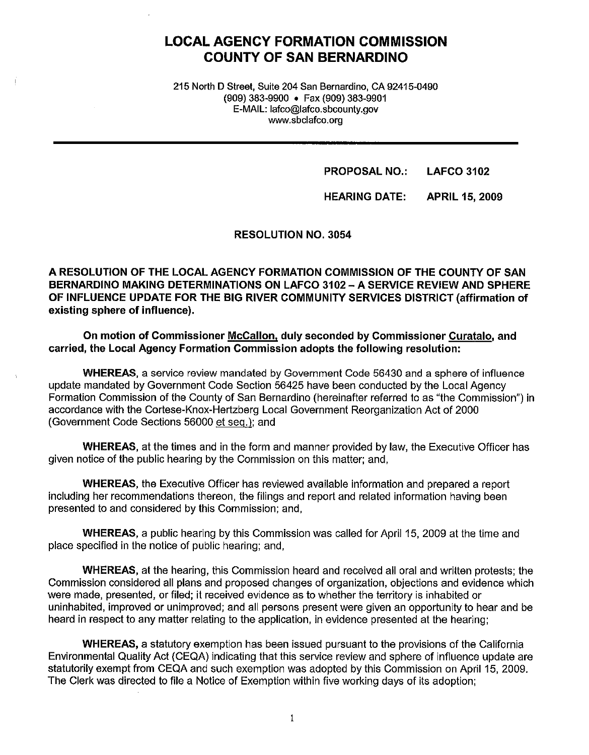# LOCAL AGENCY FORMATION COMMISSION
# COUNTY OF SAN BERNARDINO

215 North D Street, Suite 204 San Bernardino, CA 92415-0490
(909) 383-9900 • Fax (909) 383-9901
E-MAIL: lafco@lafco.sbcounty.gov
www.sbclafco.org

**PROPOSAL NO.: LAFCO 3102**

**HEARING DATE: APRIL 15, 2009**

**RESOLUTION NO. 3054**

**A RESOLUTION OF THE LOCAL AGENCY FORMATION COMMISSION OF THE COUNTY OF SAN BERNARDINO MAKING DETERMINATIONS ON LAFCO 3102 – A SERVICE REVIEW AND SPHERE OF INFLUENCE UPDATE FOR THE BIG RIVER COMMUNITY SERVICES DISTRICT (affirmation of existing sphere of influence).**

**On motion of Commissioner McCallon, duly seconded by Commissioner Curatalo, and carried, the Local Agency Formation Commission adopts the following resolution:**

**WHEREAS**, a service review mandated by Government Code 56430 and a sphere of influence update mandated by Government Code Section 56425 have been conducted by the Local Agency Formation Commission of the County of San Bernardino (hereinafter referred to as "the Commission") in accordance with the Cortese-Knox-Hertzberg Local Government Reorganization Act of 2000 (Government Code Sections 56000 et seq.); and

**WHEREAS**, at the times and in the form and manner provided by law, the Executive Officer has given notice of the public hearing by the Commission on this matter; and,

**WHEREAS**, the Executive Officer has reviewed available information and prepared a report including her recommendations thereon, the filings and report and related information having been presented to and considered by this Commission; and,

**WHEREAS**, a public hearing by this Commission was called for April 15, 2009 at the time and place specified in the notice of public hearing; and,

**WHEREAS**, at the hearing, this Commission heard and received all oral and written protests; the Commission considered all plans and proposed changes of organization, objections and evidence which were made, presented, or filed; it received evidence as to whether the territory is inhabited or uninhabited, improved or unimproved; and all persons present were given an opportunity to hear and be heard in respect to any matter relating to the application, in evidence presented at the hearing;

**WHEREAS,** a statutory exemption has been issued pursuant to the provisions of the California Environmental Quality Act (CEQA) indicating that this service review and sphere of influence update are statutorily exempt from CEQA and such exemption was adopted by this Commission on April 15, 2009. The Clerk was directed to file a Notice of Exemption within five working days of its adoption;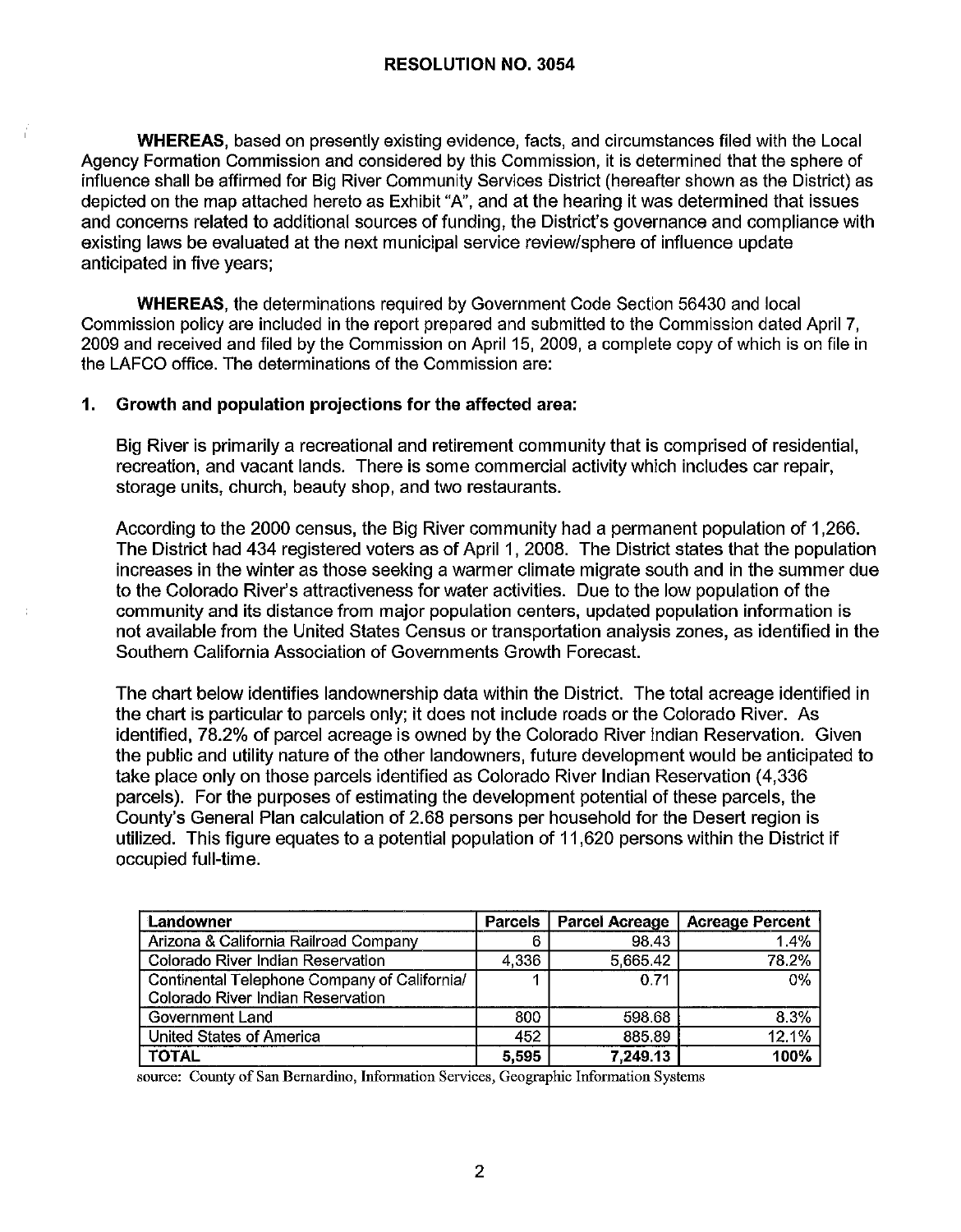**RESOLUTION NO. 3054**

**WHEREAS**, based on presently existing evidence, facts, and circumstances filed with the Local Agency Formation Commission and considered by this Commission, it is determined that the sphere of influence shall be affirmed for Big River Community Services District (hereafter shown as the District) as depicted on the map attached hereto as Exhibit "A", and at the hearing it was determined that issues and concerns related to additional sources of funding, the District's governance and compliance with existing laws be evaluated at the next municipal service review/sphere of influence update anticipated in five years;

**WHEREAS**, the determinations required by Government Code Section 56430 and local Commission policy are included in the report prepared and submitted to the Commission dated April 7, 2009 and received and filed by the Commission on April 15, 2009, a complete copy of which is on file in the LAFCO office. The determinations of the Commission are:

**1. Growth and population projections for the affected area:**

Big River is primarily a recreational and retirement community that is comprised of residential, recreation, and vacant lands. There is some commercial activity which includes car repair, storage units, church, beauty shop, and two restaurants.

According to the 2000 census, the Big River community had a permanent population of 1,266. The District had 434 registered voters as of April 1, 2008. The District states that the population increases in the winter as those seeking a warmer climate migrate south and in the summer due to the Colorado River's attractiveness for water activities. Due to the low population of the community and its distance from major population centers, updated population information is not available from the United States Census or transportation analysis zones, as identified in the Southern California Association of Governments Growth Forecast.

The chart below identifies landownership data within the District. The total acreage identified in the chart is particular to parcels only; it does not include roads or the Colorado River. As identified, 78.2% of parcel acreage is owned by the Colorado River Indian Reservation. Given the public and utility nature of the other landowners, future development would be anticipated to take place only on those parcels identified as Colorado River Indian Reservation (4,336 parcels). For the purposes of estimating the development potential of these parcels, the County's General Plan calculation of 2.68 persons per household for the Desert region is utilized. This figure equates to a potential population of 11,620 persons within the District if occupied full-time.

| Landowner | Parcels | Parcel Acreage | Acreage Percent |
|---|---|---|---|
| Arizona & California Railroad Company | 6 | 98.43 | 1.4% |
| Colorado River Indian Reservation | 4,336 | 5,665.42 | 78.2% |
| Continental Telephone Company of California/ Colorado River Indian Reservation | 1 | 0.71 | 0% |
| Government Land | 800 | 598.68 | 8.3% |
| United States of America | 452 | 885.89 | 12.1% |
| **TOTAL** | **5,595** | **7,249.13** | **100%** |

source: County of San Bernardino, Information Services, Geographic Information Systems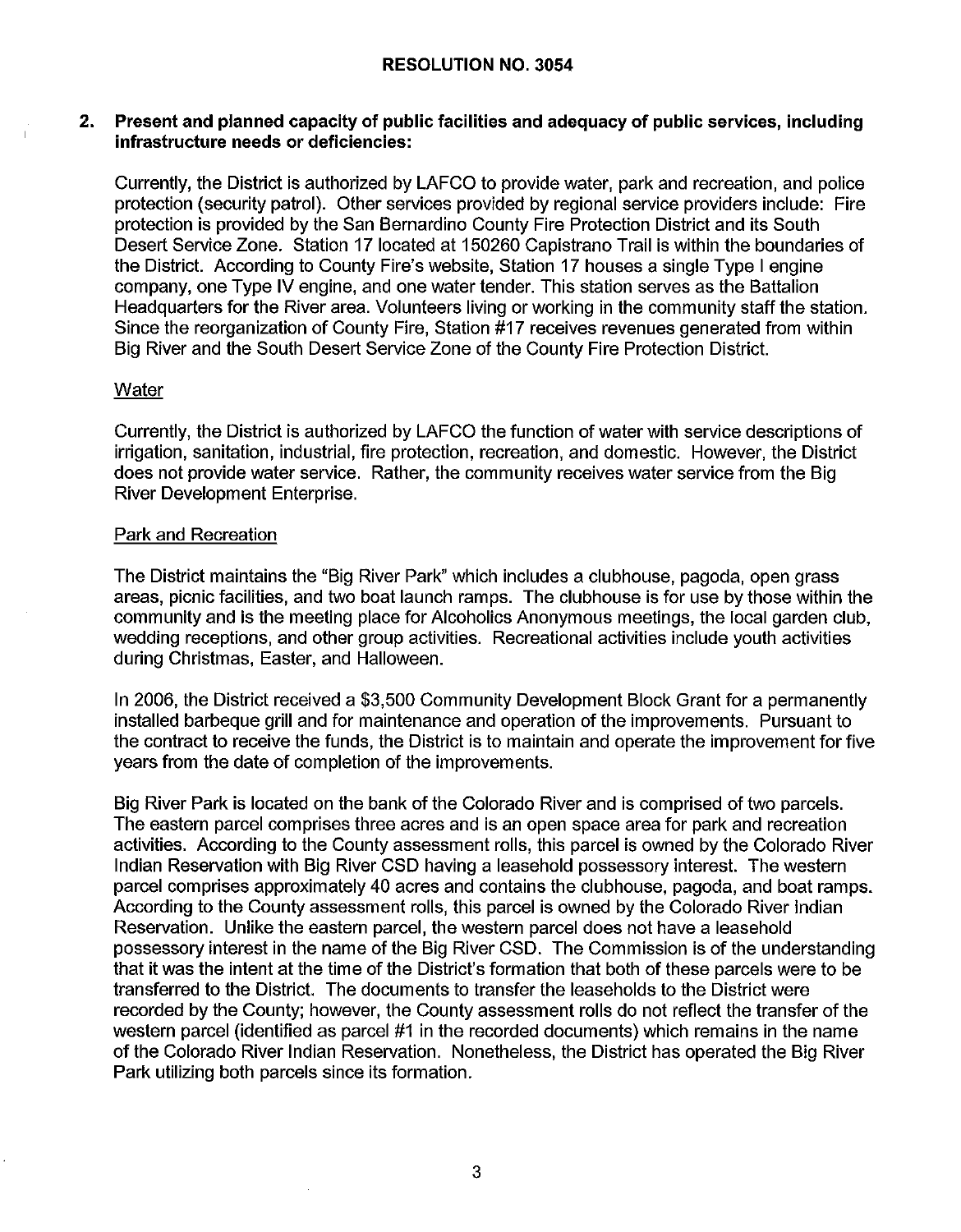**RESOLUTION NO. 3054**

**2. Present and planned capacity of public facilities and adequacy of public services, including infrastructure needs or deficiencies:**

Currently, the District is authorized by LAFCO to provide water, park and recreation, and police protection (security patrol). Other services provided by regional service providers include: Fire protection is provided by the San Bernardino County Fire Protection District and its South Desert Service Zone. Station 17 located at 150260 Capistrano Trail is within the boundaries of the District. According to County Fire's website, Station 17 houses a single Type I engine company, one Type IV engine, and one water tender. This station serves as the Battalion Headquarters for the River area. Volunteers living or working in the community staff the station. Since the reorganization of County Fire, Station #17 receives revenues generated from within Big River and the South Desert Service Zone of the County Fire Protection District.

Water

Currently, the District is authorized by LAFCO the function of water with service descriptions of irrigation, sanitation, industrial, fire protection, recreation, and domestic. However, the District does not provide water service. Rather, the community receives water service from the Big River Development Enterprise.

Park and Recreation

The District maintains the "Big River Park" which includes a clubhouse, pagoda, open grass areas, picnic facilities, and two boat launch ramps. The clubhouse is for use by those within the community and is the meeting place for Alcoholics Anonymous meetings, the local garden club, wedding receptions, and other group activities. Recreational activities include youth activities during Christmas, Easter, and Halloween.

In 2006, the District received a $3,500 Community Development Block Grant for a permanently installed barbeque grill and for maintenance and operation of the improvements. Pursuant to the contract to receive the funds, the District is to maintain and operate the improvement for five years from the date of completion of the improvements.

Big River Park is located on the bank of the Colorado River and is comprised of two parcels. The eastern parcel comprises three acres and is an open space area for park and recreation activities. According to the County assessment rolls, this parcel is owned by the Colorado River Indian Reservation with Big River CSD having a leasehold possessory interest. The western parcel comprises approximately 40 acres and contains the clubhouse, pagoda, and boat ramps. According to the County assessment rolls, this parcel is owned by the Colorado River Indian Reservation. Unlike the eastern parcel, the western parcel does not have a leasehold possessory interest in the name of the Big River CSD. The Commission is of the understanding that it was the intent at the time of the District's formation that both of these parcels were to be transferred to the District. The documents to transfer the leaseholds to the District were recorded by the County; however, the County assessment rolls do not reflect the transfer of the western parcel (identified as parcel #1 in the recorded documents) which remains in the name of the Colorado River Indian Reservation. Nonetheless, the District has operated the Big River Park utilizing both parcels since its formation.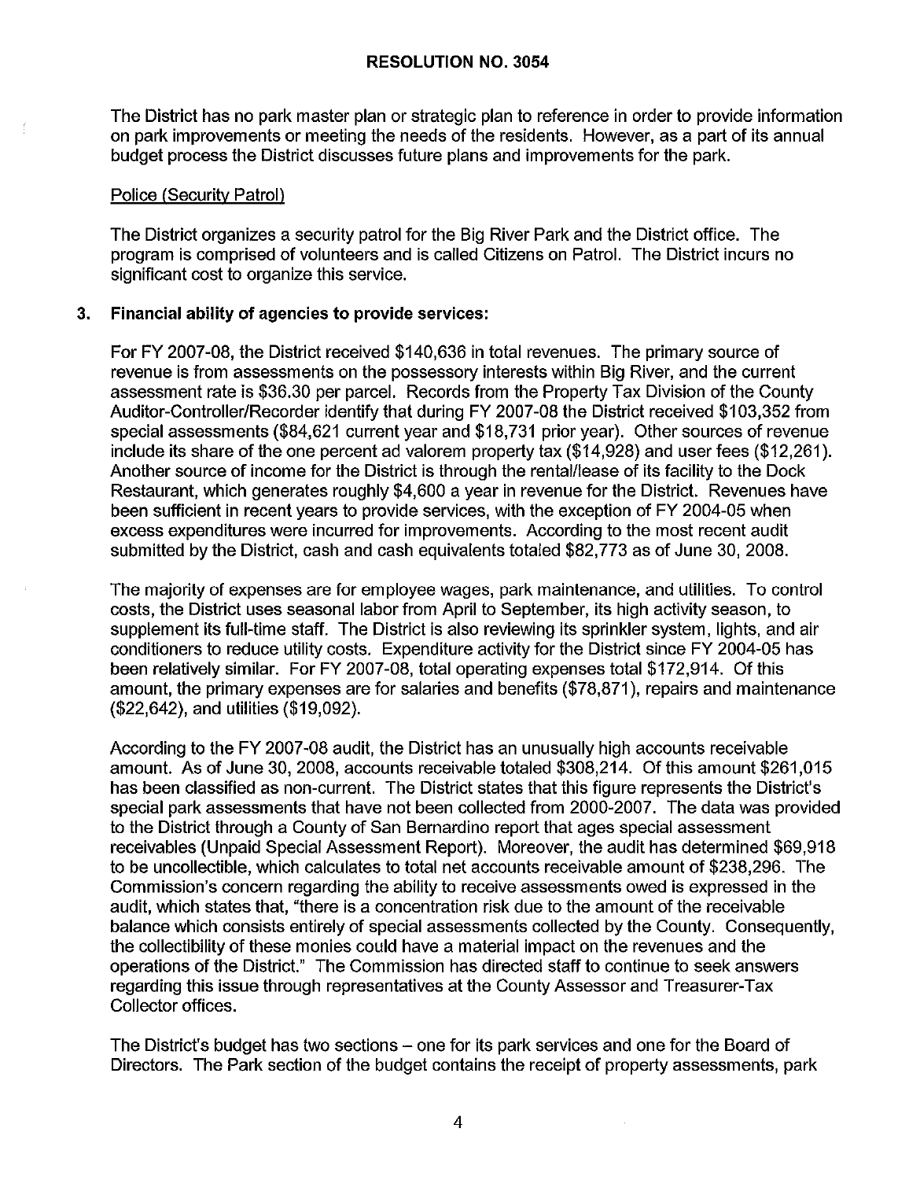**RESOLUTION NO. 3054**

The District has no park master plan or strategic plan to reference in order to provide information on park improvements or meeting the needs of the residents. However, as a part of its annual budget process the District discusses future plans and improvements for the park.

Police (Security Patrol)

The District organizes a security patrol for the Big River Park and the District office. The program is comprised of volunteers and is called Citizens on Patrol. The District incurs no significant cost to organize this service.

3. **Financial ability of agencies to provide services:**

For FY 2007-08, the District received $140,636 in total revenues. The primary source of revenue is from assessments on the possessory interests within Big River, and the current assessment rate is $36.30 per parcel. Records from the Property Tax Division of the County Auditor-Controller/Recorder identify that during FY 2007-08 the District received $103,352 from special assessments ($84,621 current year and $18,731 prior year). Other sources of revenue include its share of the one percent ad valorem property tax ($14,928) and user fees ($12,261). Another source of income for the District is through the rental/lease of its facility to the Dock Restaurant, which generates roughly $4,600 a year in revenue for the District. Revenues have been sufficient in recent years to provide services, with the exception of FY 2004-05 when excess expenditures were incurred for improvements. According to the most recent audit submitted by the District, cash and cash equivalents totaled $82,773 as of June 30, 2008.

The majority of expenses are for employee wages, park maintenance, and utilities. To control costs, the District uses seasonal labor from April to September, its high activity season, to supplement its full-time staff. The District is also reviewing its sprinkler system, lights, and air conditioners to reduce utility costs. Expenditure activity for the District since FY 2004-05 has been relatively similar. For FY 2007-08, total operating expenses total $172,914. Of this amount, the primary expenses are for salaries and benefits ($78,871), repairs and maintenance ($22,642), and utilities ($19,092).

According to the FY 2007-08 audit, the District has an unusually high accounts receivable amount. As of June 30, 2008, accounts receivable totaled $308,214. Of this amount $261,015 has been classified as non-current. The District states that this figure represents the District's special park assessments that have not been collected from 2000-2007. The data was provided to the District through a County of San Bernardino report that ages special assessment receivables (Unpaid Special Assessment Report). Moreover, the audit has determined $69,918 to be uncollectible, which calculates to total net accounts receivable amount of $238,296. The Commission's concern regarding the ability to receive assessments owed is expressed in the audit, which states that, "there is a concentration risk due to the amount of the receivable balance which consists entirely of special assessments collected by the County. Consequently, the collectibility of these monies could have a material impact on the revenues and the operations of the District." The Commission has directed staff to continue to seek answers regarding this issue through representatives at the County Assessor and Treasurer-Tax Collector offices.

The District's budget has two sections – one for its park services and one for the Board of Directors. The Park section of the budget contains the receipt of property assessments, park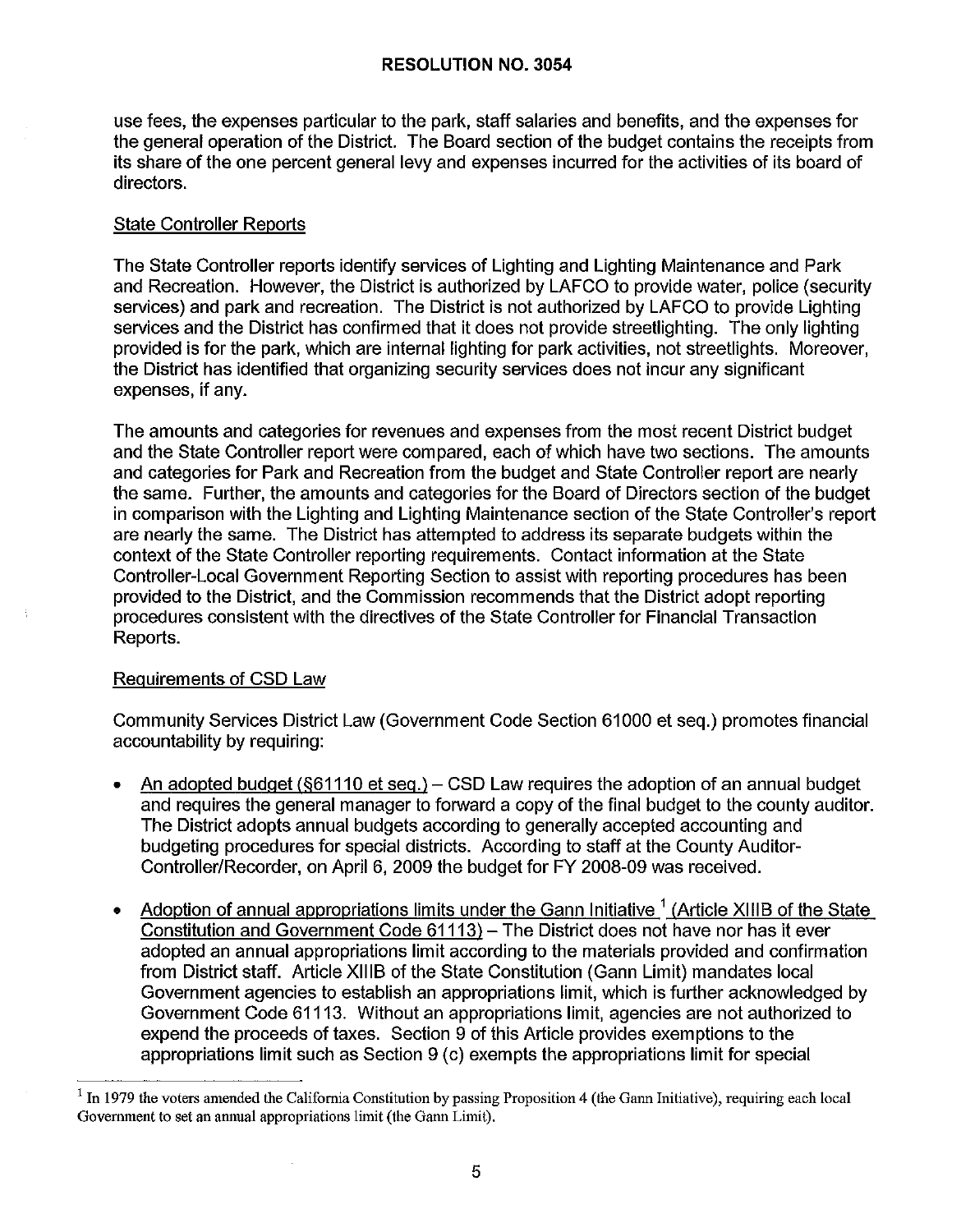use fees, the expenses particular to the park, staff salaries and benefits, and the expenses for the general operation of the District. The Board section of the budget contains the receipts from its share of the one percent general levy and expenses incurred for the activities of its board of directors.

<u>State Controller Reports</u>

The State Controller reports identify services of Lighting and Lighting Maintenance and Park and Recreation. However, the District is authorized by LAFCO to provide water, police (security services) and park and recreation. The District is not authorized by LAFCO to provide Lighting services and the District has confirmed that it does not provide streetlighting. The only lighting provided is for the park, which are internal lighting for park activities, not streetlights. Moreover, the District has identified that organizing security services does not incur any significant expenses, if any.

The amounts and categories for revenues and expenses from the most recent District budget and the State Controller report were compared, each of which have two sections. The amounts and categories for Park and Recreation from the budget and State Controller report are nearly the same. Further, the amounts and categories for the Board of Directors section of the budget in comparison with the Lighting and Lighting Maintenance section of the State Controller's report are nearly the same. The District has attempted to address its separate budgets within the context of the State Controller reporting requirements. Contact information at the State Controller-Local Government Reporting Section to assist with reporting procedures has been provided to the District, and the Commission recommends that the District adopt reporting procedures consistent with the directives of the State Controller for Financial Transaction Reports.

<u>Requirements of CSD Law</u>

Community Services District Law (Government Code Section 61000 et seq.) promotes financial accountability by requiring:

- <u>An adopted budget (§61110 et seq.)</u> – CSD Law requires the adoption of an annual budget and requires the general manager to forward a copy of the final budget to the county auditor. The District adopts annual budgets according to generally accepted accounting and budgeting procedures for special districts. According to staff at the County Auditor-Controller/Recorder, on April 6, 2009 the budget for FY 2008-09 was received.
- <u>Adoption of annual appropriations limits under the Gann Initiative [1] (Article XIIIB of the State Constitution and Government Code 61113)</u> – The District does not have nor has it ever adopted an annual appropriations limit according to the materials provided and confirmation from District staff. Article XIIIB of the State Constitution (Gann Limit) mandates local Government agencies to establish an appropriations limit, which is further acknowledged by Government Code 61113. Without an appropriations limit, agencies are not authorized to expend the proceeds of taxes. Section 9 of this Article provides exemptions to the appropriations limit such as Section 9 (c) exempts the appropriations limit for special

[1] In 1979 the voters amended the California Constitution by passing Proposition 4 (the Gann Initiative), requiring each local Government to set an annual appropriations limit (the Gann Limit).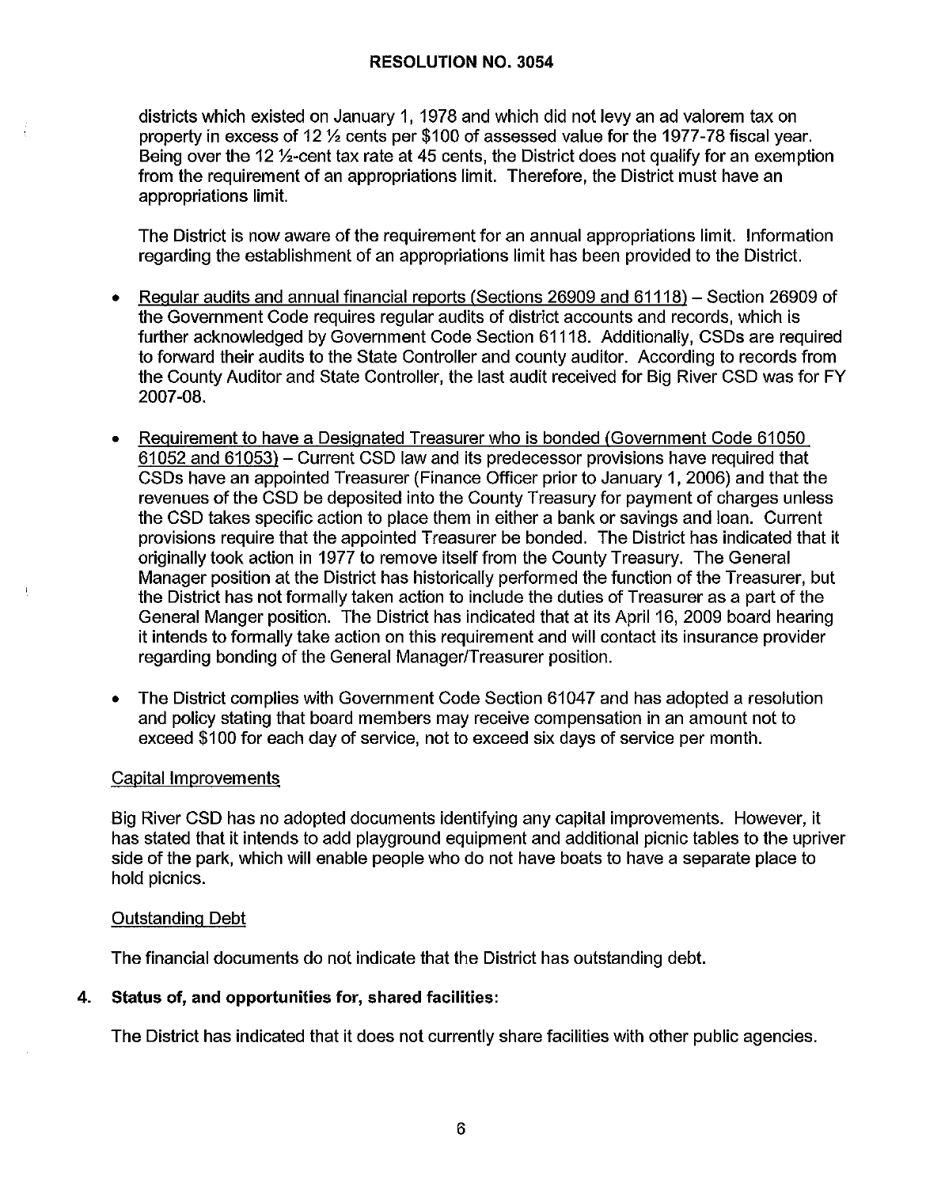districts which existed on January 1, 1978 and which did not levy an ad valorem tax on property in excess of 12 ½ cents per $100 of assessed value for the 1977-78 fiscal year. Being over the 12 ½-cent tax rate at 45 cents, the District does not qualify for an exemption from the requirement of an appropriations limit. Therefore, the District must have an appropriations limit.

The District is now aware of the requirement for an annual appropriations limit. Information regarding the establishment of an appropriations limit has been provided to the District.

- Regular audits and annual financial reports (Sections 26909 and 61118) – Section 26909 of the Government Code requires regular audits of district accounts and records, which is further acknowledged by Government Code Section 61118. Additionally, CSDs are required to forward their audits to the State Controller and county auditor. According to records from the County Auditor and State Controller, the last audit received for Big River CSD was for FY 2007-08.

- Requirement to have a Designated Treasurer who is bonded (Government Code 61050 61052 and 61053) – Current CSD law and its predecessor provisions have required that CSDs have an appointed Treasurer (Finance Officer prior to January 1, 2006) and that the revenues of the CSD be deposited into the County Treasury for payment of charges unless the CSD takes specific action to place them in either a bank or savings and loan. Current provisions require that the appointed Treasurer be bonded. The District has indicated that it originally took action in 1977 to remove itself from the County Treasury. The General Manager position at the District has historically performed the function of the Treasurer, but the District has not formally taken action to include the duties of Treasurer as a part of the General Manger position. The District has indicated that at its April 16, 2009 board hearing it intends to formally take action on this requirement and will contact its insurance provider regarding bonding of the General Manager/Treasurer position.

- The District complies with Government Code Section 61047 and has adopted a resolution and policy stating that board members may receive compensation in an amount not to exceed $100 for each day of service, not to exceed six days of service per month.

Capital Improvements

Big River CSD has no adopted documents identifying any capital improvements. However, it has stated that it intends to add playground equipment and additional picnic tables to the upriver side of the park, which will enable people who do not have boats to have a separate place to hold picnics.

Outstanding Debt

The financial documents do not indicate that the District has outstanding debt.

**4. Status of, and opportunities for, shared facilities:**

The District has indicated that it does not currently share facilities with other public agencies.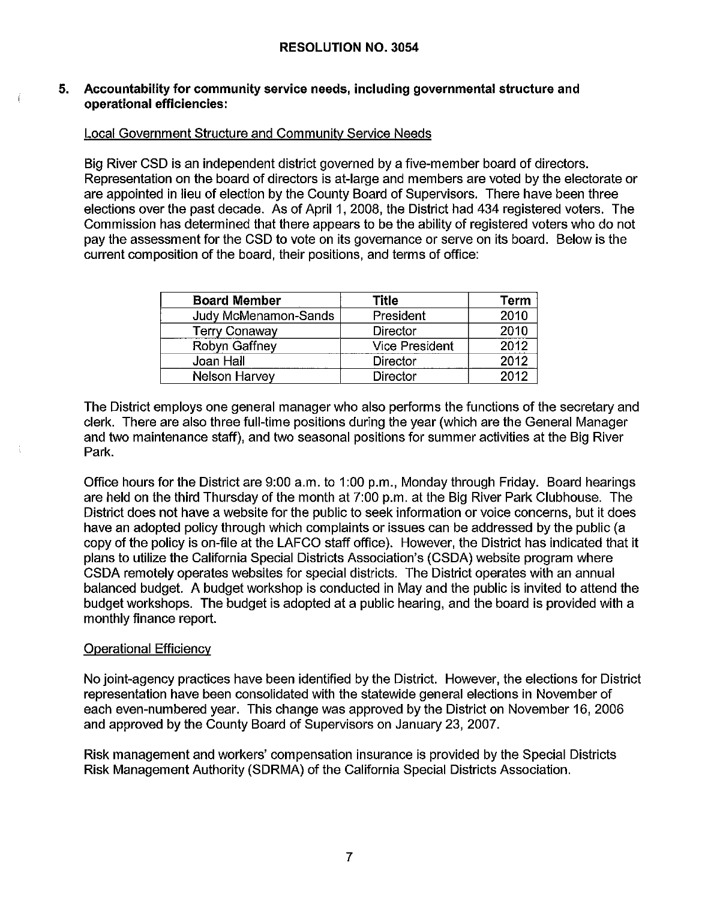**RESOLUTION NO. 3054**

**5. Accountability for community service needs, including governmental structure and operational efficiencies:**

Local Government Structure and Community Service Needs

Big River CSD is an independent district governed by a five-member board of directors. Representation on the board of directors is at-large and members are voted by the electorate or are appointed in lieu of election by the County Board of Supervisors. There have been three elections over the past decade. As of April 1, 2008, the District had 434 registered voters. The Commission has determined that there appears to be the ability of registered voters who do not pay the assessment for the CSD to vote on its governance or serve on its board. Below is the current composition of the board, their positions, and terms of office:

| Board Member | Title | Term |
|---|---|---|
| Judy McMenamon-Sands | President | 2010 |
| Terry Conaway | Director | 2010 |
| Robyn Gaffney | Vice President | 2012 |
| Joan Hall | Director | 2012 |
| Nelson Harvey | Director | 2012 |

The District employs one general manager who also performs the functions of the secretary and clerk. There are also three full-time positions during the year (which are the General Manager and two maintenance staff), and two seasonal positions for summer activities at the Big River Park.

Office hours for the District are 9:00 a.m. to 1:00 p.m., Monday through Friday. Board hearings are held on the third Thursday of the month at 7:00 p.m. at the Big River Park Clubhouse. The District does not have a website for the public to seek information or voice concerns, but it does have an adopted policy through which complaints or issues can be addressed by the public (a copy of the policy is on-file at the LAFCO staff office). However, the District has indicated that it plans to utilize the California Special Districts Association's (CSDA) website program where CSDA remotely operates websites for special districts. The District operates with an annual balanced budget. A budget workshop is conducted in May and the public is invited to attend the budget workshops. The budget is adopted at a public hearing, and the board is provided with a monthly finance report.

Operational Efficiency

No joint-agency practices have been identified by the District. However, the elections for District representation have been consolidated with the statewide general elections in November of each even-numbered year. This change was approved by the District on November 16, 2006 and approved by the County Board of Supervisors on January 23, 2007.

Risk management and workers' compensation insurance is provided by the Special Districts Risk Management Authority (SDRMA) of the California Special Districts Association.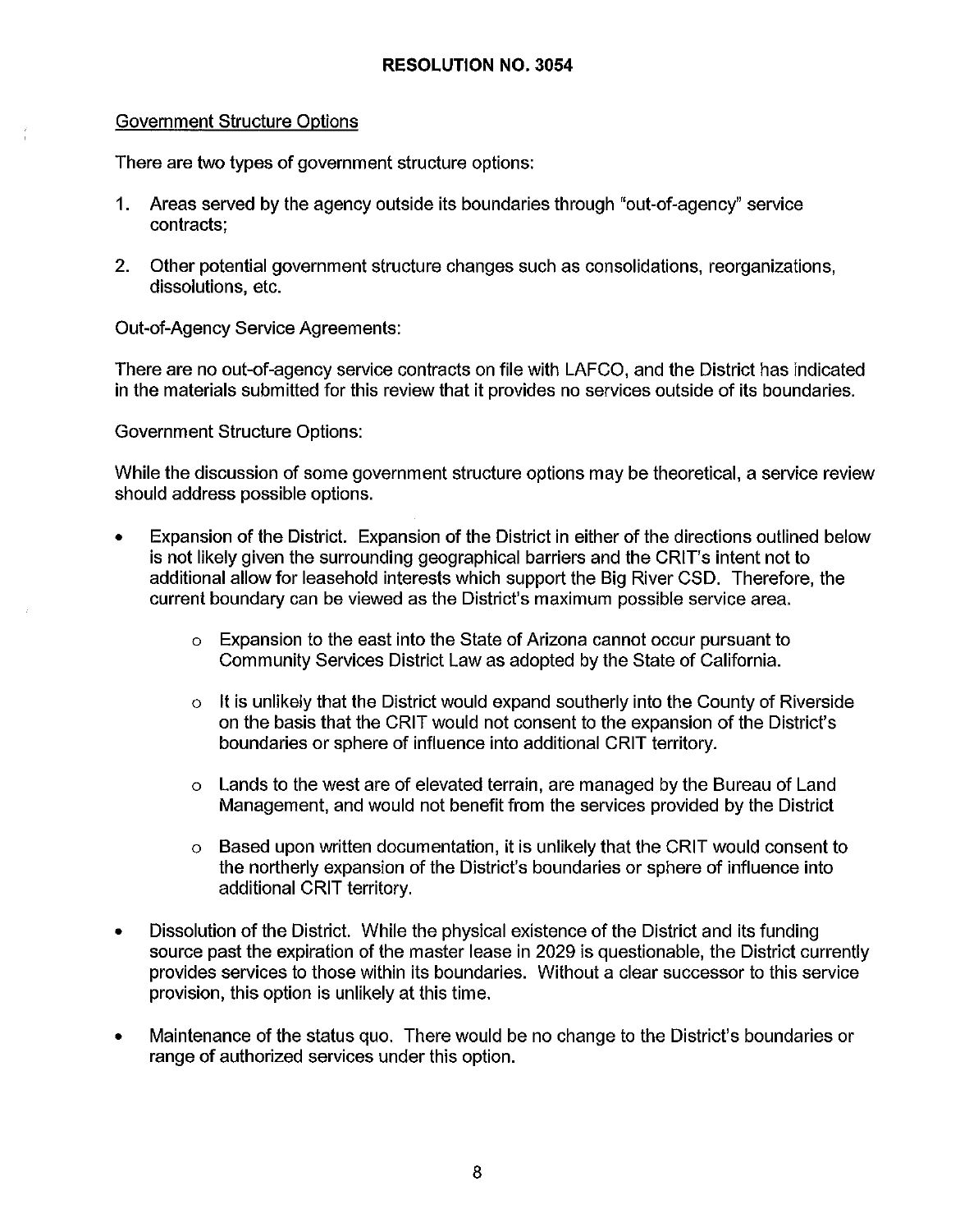**RESOLUTION NO. 3054**

Government Structure Options

There are two types of government structure options:

1. Areas served by the agency outside its boundaries through "out-of-agency" service contracts;

2. Other potential government structure changes such as consolidations, reorganizations, dissolutions, etc.

Out-of-Agency Service Agreements:

There are no out-of-agency service contracts on file with LAFCO, and the District has indicated in the materials submitted for this review that it provides no services outside of its boundaries.

Government Structure Options:

While the discussion of some government structure options may be theoretical, a service review should address possible options.

- Expansion of the District. Expansion of the District in either of the directions outlined below is not likely given the surrounding geographical barriers and the CRIT's intent not to additional allow for leasehold interests which support the Big River CSD. Therefore, the current boundary can be viewed as the District's maximum possible service area.
    - Expansion to the east into the State of Arizona cannot occur pursuant to Community Services District Law as adopted by the State of California.
    - It is unlikely that the District would expand southerly into the County of Riverside on the basis that the CRIT would not consent to the expansion of the District's boundaries or sphere of influence into additional CRIT territory.
    - Lands to the west are of elevated terrain, are managed by the Bureau of Land Management, and would not benefit from the services provided by the District
    - Based upon written documentation, it is unlikely that the CRIT would consent to the northerly expansion of the District's boundaries or sphere of influence into additional CRIT territory.
- Dissolution of the District. While the physical existence of the District and its funding source past the expiration of the master lease in 2029 is questionable, the District currently provides services to those within its boundaries. Without a clear successor to this service provision, this option is unlikely at this time.
- Maintenance of the status quo. There would be no change to the District's boundaries or range of authorized services under this option.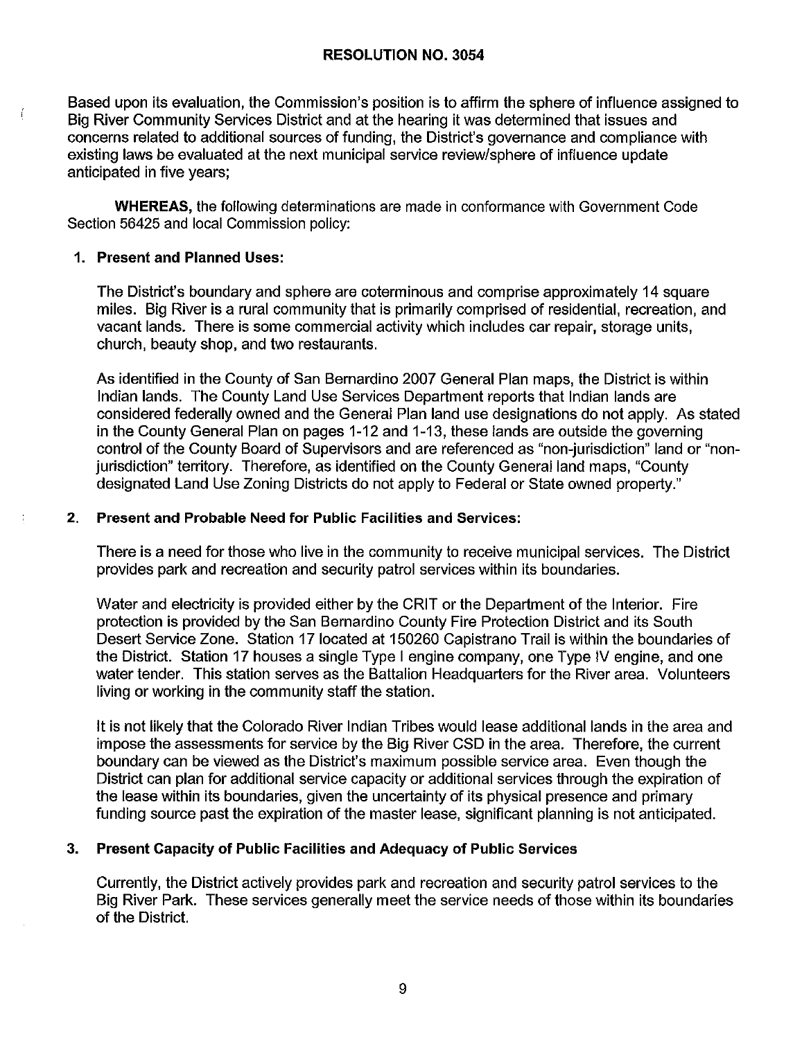**RESOLUTION NO. 3054**

Based upon its evaluation, the Commission's position is to affirm the sphere of influence assigned to Big River Community Services District and at the hearing it was determined that issues and concerns related to additional sources of funding, the District's governance and compliance with existing laws be evaluated at the next municipal service review/sphere of influence update anticipated in five years;

**WHEREAS,** the following determinations are made in conformance with Government Code Section 56425 and local Commission policy:

1. **Present and Planned Uses:**

   The District's boundary and sphere are coterminous and comprise approximately 14 square miles. Big River is a rural community that is primarily comprised of residential, recreation, and vacant lands. There is some commercial activity which includes car repair, storage units, church, beauty shop, and two restaurants.

   As identified in the County of San Bernardino 2007 General Plan maps, the District is within Indian lands. The County Land Use Services Department reports that Indian lands are considered federally owned and the General Plan land use designations do not apply. As stated in the County General Plan on pages 1-12 and 1-13, these lands are outside the governing control of the County Board of Supervisors and are referenced as "non-jurisdiction" land or "non-jurisdiction" territory. Therefore, as identified on the County General land maps, "County designated Land Use Zoning Districts do not apply to Federal or State owned property."

2. **Present and Probable Need for Public Facilities and Services:**

   There is a need for those who live in the community to receive municipal services. The District provides park and recreation and security patrol services within its boundaries.

   Water and electricity is provided either by the CRIT or the Department of the Interior. Fire protection is provided by the San Bernardino County Fire Protection District and its South Desert Service Zone. Station 17 located at 150260 Capistrano Trail is within the boundaries of the District. Station 17 houses a single Type I engine company, one Type IV engine, and one water tender. This station serves as the Battalion Headquarters for the River area. Volunteers living or working in the community staff the station.

   It is not likely that the Colorado River Indian Tribes would lease additional lands in the area and impose the assessments for service by the Big River CSD in the area. Therefore, the current boundary can be viewed as the District's maximum possible service area. Even though the District can plan for additional service capacity or additional services through the expiration of the lease within its boundaries, given the uncertainty of its physical presence and primary funding source past the expiration of the master lease, significant planning is not anticipated.

3. **Present Capacity of Public Facilities and Adequacy of Public Services**

   Currently, the District actively provides park and recreation and security patrol services to the Big River Park. These services generally meet the service needs of those within its boundaries of the District.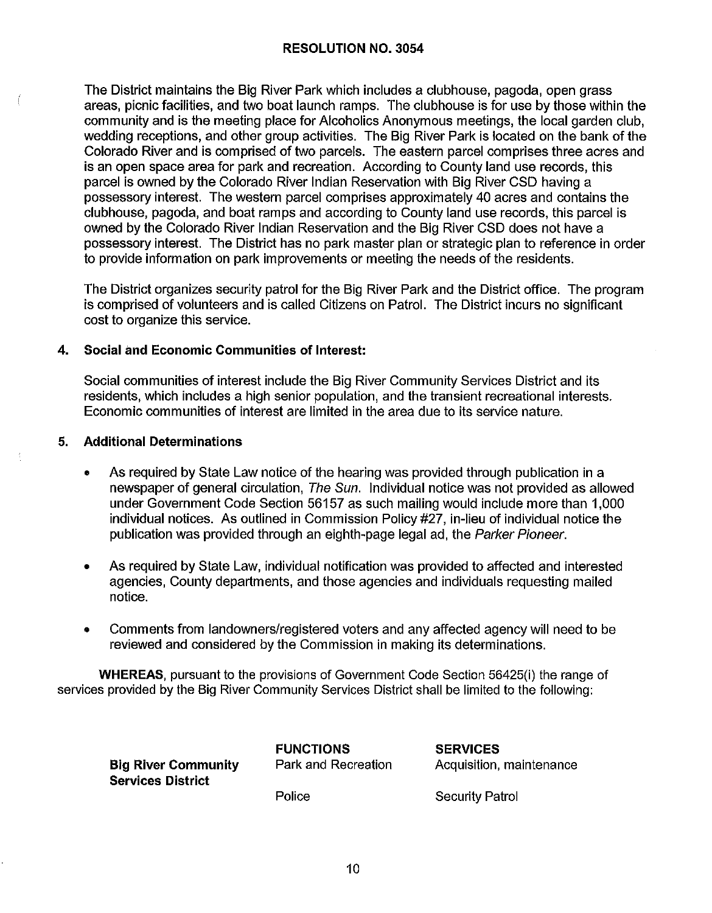## RESOLUTION NO. 3054

The District maintains the Big River Park which includes a clubhouse, pagoda, open grass areas, picnic facilities, and two boat launch ramps. The clubhouse is for use by those within the community and is the meeting place for Alcoholics Anonymous meetings, the local garden club, wedding receptions, and other group activities. The Big River Park is located on the bank of the Colorado River and is comprised of two parcels. The eastern parcel comprises three acres and is an open space area for park and recreation. According to County land use records, this parcel is owned by the Colorado River Indian Reservation with Big River CSD having a possessory interest. The western parcel comprises approximately 40 acres and contains the clubhouse, pagoda, and boat ramps and according to County land use records, this parcel is owned by the Colorado River Indian Reservation and the Big River CSD does not have a possessory interest. The District has no park master plan or strategic plan to reference in order to provide information on park improvements or meeting the needs of the residents.

The District organizes security patrol for the Big River Park and the District office. The program is comprised of volunteers and is called Citizens on Patrol. The District incurs no significant cost to organize this service.

**4. Social and Economic Communities of Interest:**

Social communities of interest include the Big River Community Services District and its residents, which includes a high senior population, and the transient recreational interests. Economic communities of interest are limited in the area due to its service nature.

**5. Additional Determinations**

- As required by State Law notice of the hearing was provided through publication in a newspaper of general circulation, *The Sun*. Individual notice was not provided as allowed under Government Code Section 56157 as such mailing would include more than 1,000 individual notices. As outlined in Commission Policy #27, in-lieu of individual notice the publication was provided through an eighth-page legal ad, the *Parker Pioneer*.
- As required by State Law, individual notification was provided to affected and interested agencies, County departments, and those agencies and individuals requesting mailed notice.
- Comments from landowners/registered voters and any affected agency will need to be reviewed and considered by the Commission in making its determinations.

**WHEREAS**, pursuant to the provisions of Government Code Section 56425(i) the range of services provided by the Big River Community Services District shall be limited to the following:

| | **FUNCTIONS** | **SERVICES** |
|---|---|---|
| **Big River Community Services District** | Park and Recreation | Acquisition, maintenance |
| | Police | Security Patrol |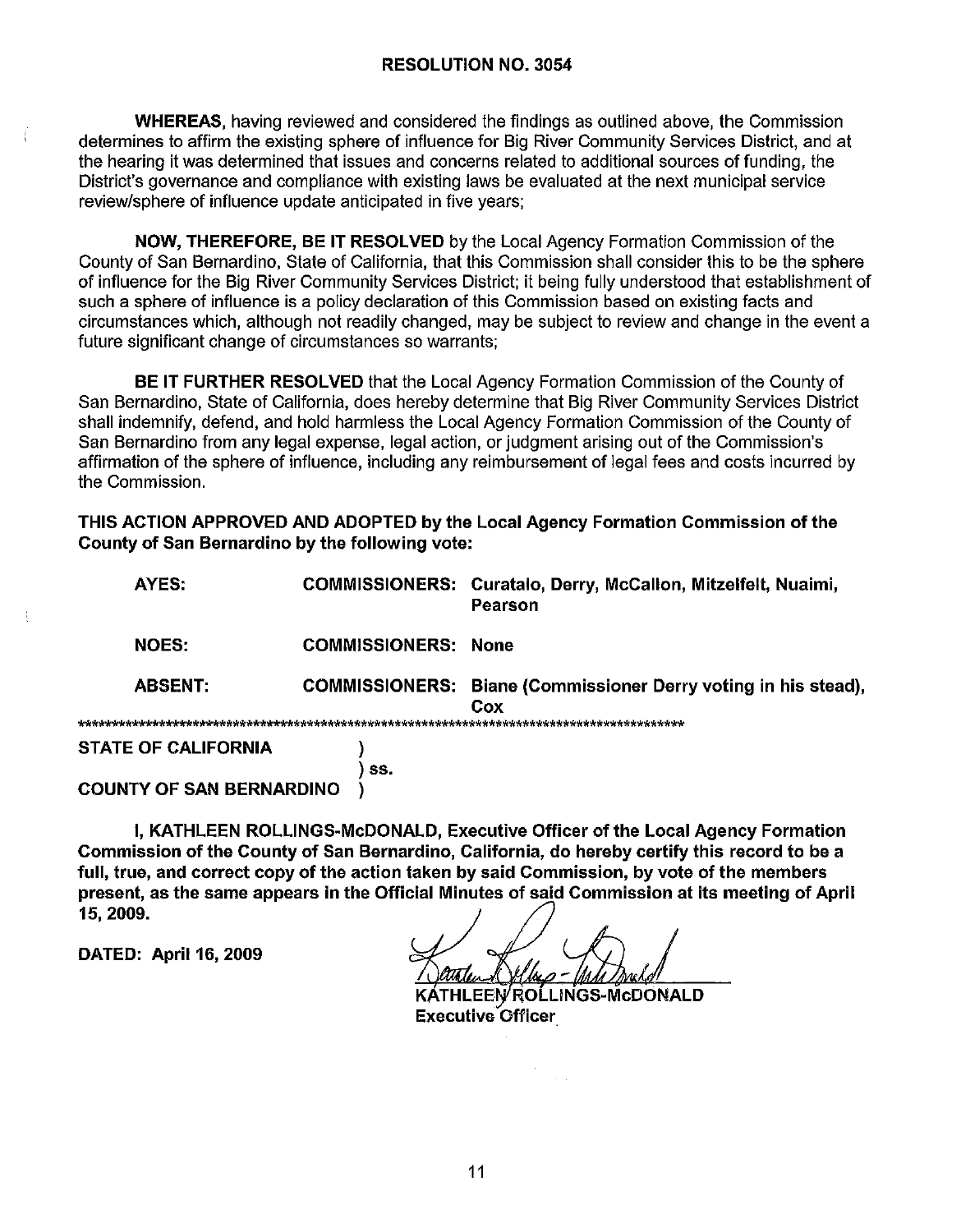## RESOLUTION NO. 3054

**WHEREAS,** having reviewed and considered the findings as outlined above, the Commission determines to affirm the existing sphere of influence for Big River Community Services District, and at the hearing it was determined that issues and concerns related to additional sources of funding, the District's governance and compliance with existing laws be evaluated at the next municipal service review/sphere of influence update anticipated in five years;

**NOW, THEREFORE, BE IT RESOLVED** by the Local Agency Formation Commission of the County of San Bernardino, State of California, that this Commission shall consider this to be the sphere of influence for the Big River Community Services District; it being fully understood that establishment of such a sphere of influence is a policy declaration of this Commission based on existing facts and circumstances which, although not readily changed, may be subject to review and change in the event a future significant change of circumstances so warrants;

**BE IT FURTHER RESOLVED** that the Local Agency Formation Commission of the County of San Bernardino, State of California, does hereby determine that Big River Community Services District shall indemnify, defend, and hold harmless the Local Agency Formation Commission of the County of San Bernardino from any legal expense, legal action, or judgment arising out of the Commission's affirmation of the sphere of influence, including any reimbursement of legal fees and costs incurred by the Commission.

**THIS ACTION APPROVED AND ADOPTED by the Local Agency Formation Commission of the County of San Bernardino by the following vote:**

| | | |
|---|---|---|
| **AYES:** | **COMMISSIONERS:** | **Curatalo, Derry, McCallon, Mitzelfelt, Nuaimi, Pearson** |
| **NOES:** | **COMMISSIONERS:** | **None** |
| **ABSENT:** | **COMMISSIONERS:** | **Biane (Commissioner Derry voting in his stead), Cox** |

\*\*\*\*\*\*\*\*\*\*\*\*\*\*\*\*\*\*\*\*\*\*\*\*\*\*\*\*\*\*\*\*\*\*\*\*\*\*\*\*\*\*\*\*\*\*\*\*\*\*\*\*\*\*\*\*\*\*\*\*\*\*\*\*\*\*\*\*\*\*\*\*\*\*\*\*\*\*\*\*\*\*\*\*\*\*\*\*\*\*\*

**STATE OF CALIFORNIA** )
) ss.
**COUNTY OF SAN BERNARDINO** )

**I, KATHLEEN ROLLINGS-McDONALD, Executive Officer of the Local Agency Formation Commission of the County of San Bernardino, California, do hereby certify this record to be a full, true, and correct copy of the action taken by said Commission, by vote of the members present, as the same appears in the Official Minutes of said Commission at its meeting of April 15, 2009.**

**DATED: April 16, 2009**

KATHLEEN ROLLINGS-McDONALD
Executive Officer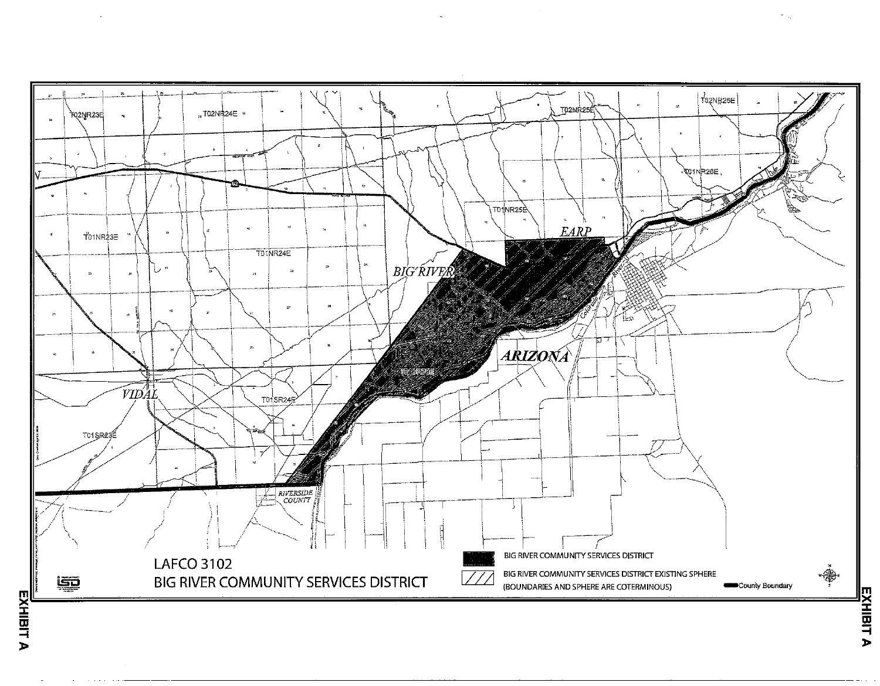T02NR23E

T02NR24E

T02NR25E

T02NR26E

T01NR23E

T01NR24E

T01NR25E

T01NR26E

EARP

BIG RIVER

ARIZONA

VIDAL

T01SR24E

T01SR23E

T01SR25E

RIVERSIDE COUNTY

Colorado River

62

LAFCO 3102

BIG RIVER COMMUNITY SERVICES DISTRICT

BIG RIVER COMMUNITY SERVICES DISTRICT

BIG RIVER COMMUNITY SERVICES DISTRICT EXISTING SPHERE (BOUNDARIES AND SPHERE ARE COTERMINOUS)

County Boundary

EXHIBIT A